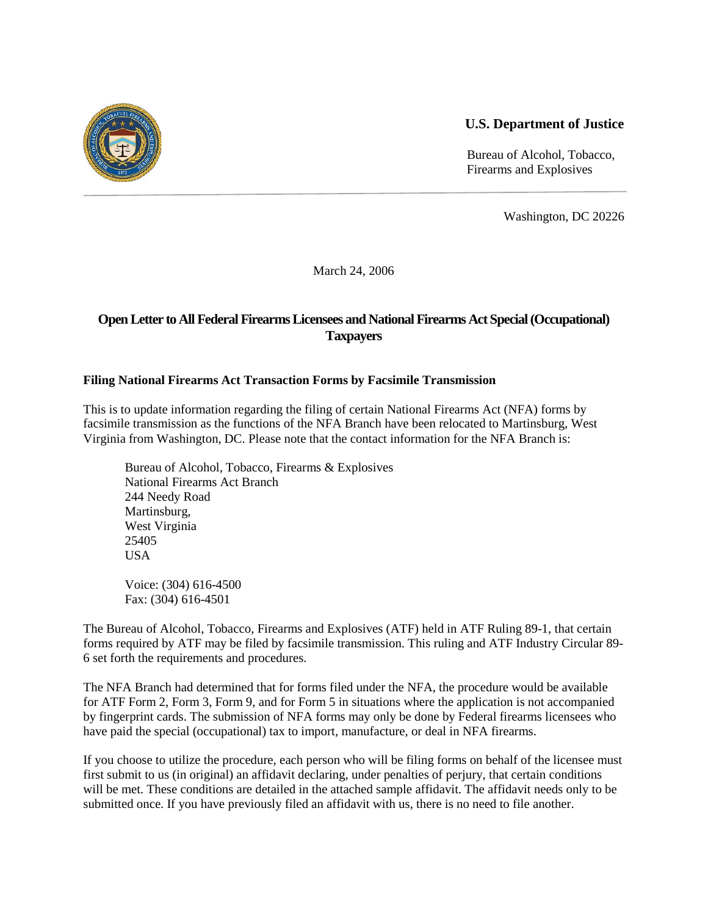**U.S. Department of Justice**

Bureau of Alcohol, Tobacco, Firearms and Explosives

Washington, DC 20226

March 24, 2006

## Open Letter to All Federal Firearms Licensees and National Firearms Act Special (Occupational) Taxpayers

### Filing National Firearms Act Transaction Forms by Facsimile Transmission

This is to update information regarding the filing of certain National Firearms Act (NFA) forms by facsimile transmission as the functions of the NFA Branch have been relocated to Martinsburg, West Virginia from Washington, DC. Please note that the contact information for the NFA Branch is:

Bureau of Alcohol, Tobacco, Firearms & Explosives
National Firearms Act Branch
244 Needy Road
Martinsburg,
West Virginia
25405
USA

Voice: (304) 616-4500
Fax: (304) 616-4501

The Bureau of Alcohol, Tobacco, Firearms and Explosives (ATF) held in ATF Ruling 89-1, that certain forms required by ATF may be filed by facsimile transmission. This ruling and ATF Industry Circular 89-6 set forth the requirements and procedures.

The NFA Branch had determined that for forms filed under the NFA, the procedure would be available for ATF Form 2, Form 3, Form 9, and for Form 5 in situations where the application is not accompanied by fingerprint cards. The submission of NFA forms may only be done by Federal firearms licensees who have paid the special (occupational) tax to import, manufacture, or deal in NFA firearms.

If you choose to utilize the procedure, each person who will be filing forms on behalf of the licensee must first submit to us (in original) an affidavit declaring, under penalties of perjury, that certain conditions will be met. These conditions are detailed in the attached sample affidavit. The affidavit needs only to be submitted once. If you have previously filed an affidavit with us, there is no need to file another.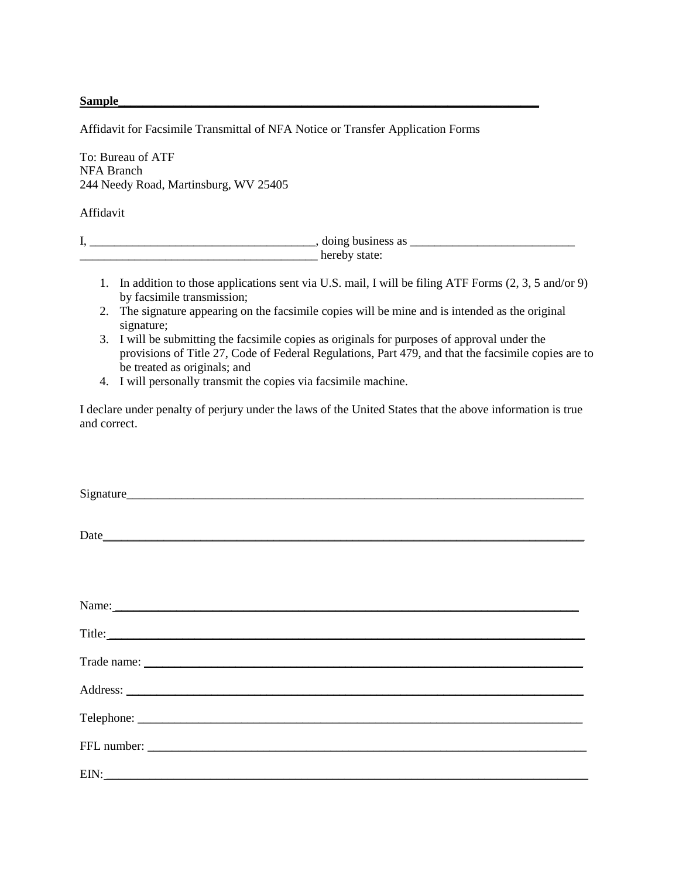**Sample**\_\_\_\_\_\_\_\_\_\_\_\_\_\_\_\_\_\_\_\_\_\_\_\_\_\_\_\_\_\_\_\_\_\_\_\_\_\_\_\_\_\_\_\_\_\_\_\_\_\_\_\_\_\_\_\_\_\_\_\_\_\_\_\_

Affidavit for Facsimile Transmittal of NFA Notice or Transfer Application Forms

To: Bureau of ATF
NFA Branch
244 Needy Road, Martinsburg, WV 25405

Affidavit

I, ____________________________________, doing business as ___________________________
_______________________________________ hereby state:

1. In addition to those applications sent via U.S. mail, I will be filing ATF Forms (2, 3, 5 and/or 9) by facsimile transmission;
2. The signature appearing on the facsimile copies will be mine and is intended as the original signature;
3. I will be submitting the facsimile copies as originals for purposes of approval under the provisions of Title 27, Code of Federal Regulations, Part 479, and that the facsimile copies are to be treated as originals; and
4. I will personally transmit the copies via facsimile machine.

I declare under penalty of perjury under the laws of the United States that the above information is true and correct.

Signature_____________________________________________________________________________

Date_________________________________________________________________________________

Name:________________________________________________________________________________

Title:_________________________________________________________________________________

Trade name: __________________________________________________________________________

Address: _____________________________________________________________________________

Telephone: ___________________________________________________________________________

FFL number: _________________________________________________________________________

EIN:__________________________________________________________________________________